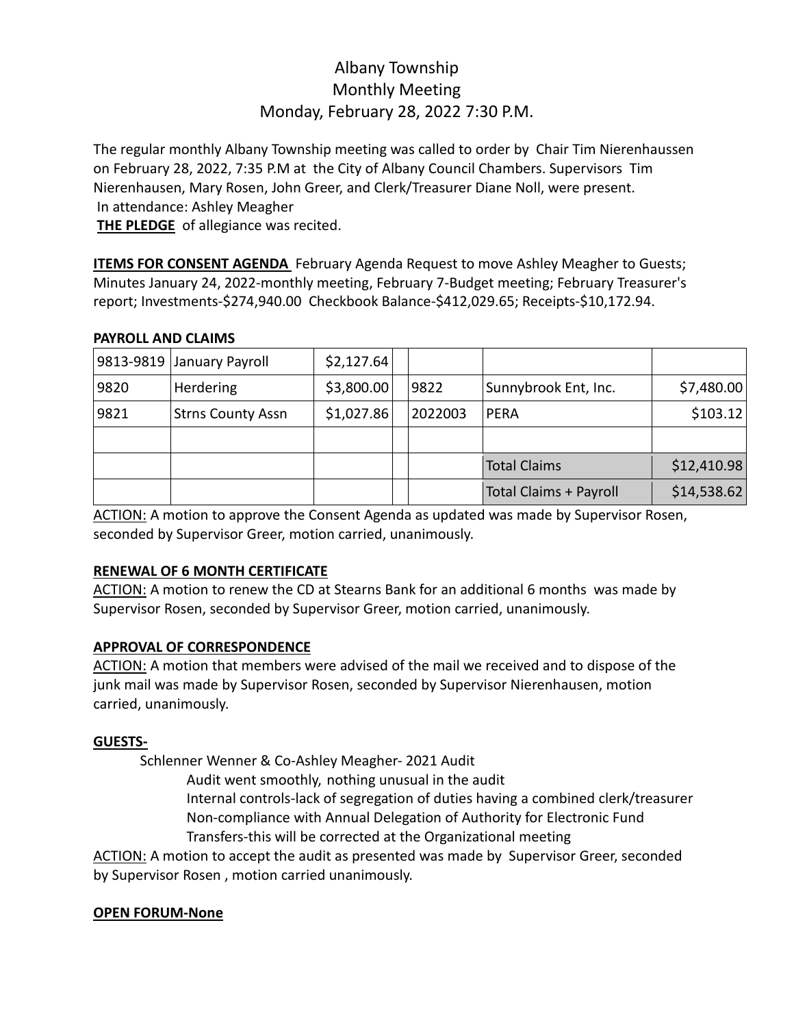# Albany Township
## Monthly Meeting
### Monday, February 28, 2022 7:30 P.M.

The regular monthly Albany Township meeting was called to order by Chair Tim Nierenhaussen on February 28, 2022, 7:35 P.M at the City of Albany Council Chambers. Supervisors Tim Nierenhausen, Mary Rosen, John Greer, and Clerk/Treasurer Diane Noll, were present.
In attendance: Ashley Meagher
**THE PLEDGE** of allegiance was recited.

**ITEMS FOR CONSENT AGENDA** February Agenda Request to move Ashley Meagher to Guests; Minutes January 24, 2022-monthly meeting, February 7-Budget meeting; February Treasurer's report; Investments-$274,940.00 Checkbook Balance-$412,029.65; Receipts-$10,172.94.

**PAYROLL AND CLAIMS**

| | | | | | | |
|---|---|---|---|---|---|---|
| 9813-9819 | January Payroll | $2,127.64 | | | | |
| 9820 | Herdering | $3,800.00 | | 9822 | Sunnybrook Ent, Inc. | $7,480.00 |
| 9821 | Strns County Assn | $1,027.86 | | 2022003 | PERA | $103.12 |
| | | | | | | |
| | | | | | Total Claims | $12,410.98 |
| | | | | | Total Claims + Payroll | $14,538.62 |

ACTION: A motion to approve the Consent Agenda as updated was made by Supervisor Rosen, seconded by Supervisor Greer, motion carried, unanimously.

**RENEWAL OF 6 MONTH CERTIFICATE**

ACTION: A motion to renew the CD at Stearns Bank for an additional 6 months was made by Supervisor Rosen, seconded by Supervisor Greer, motion carried, unanimously.

**APPROVAL OF CORRESPONDENCE**

ACTION: A motion that members were advised of the mail we received and to dispose of the junk mail was made by Supervisor Rosen, seconded by Supervisor Nierenhausen, motion carried, unanimously.

**GUESTS-**

Schlenner Wenner & Co-Ashley Meagher- 2021 Audit
- Audit went smoothly, nothing unusual in the audit
- Internal controls-lack of segregation of duties having a combined clerk/treasurer
- Non-compliance with Annual Delegation of Authority for Electronic Fund Transfers-this will be corrected at the Organizational meeting

ACTION: A motion to accept the audit as presented was made by Supervisor Greer, seconded by Supervisor Rosen , motion carried unanimously.

**OPEN FORUM-None**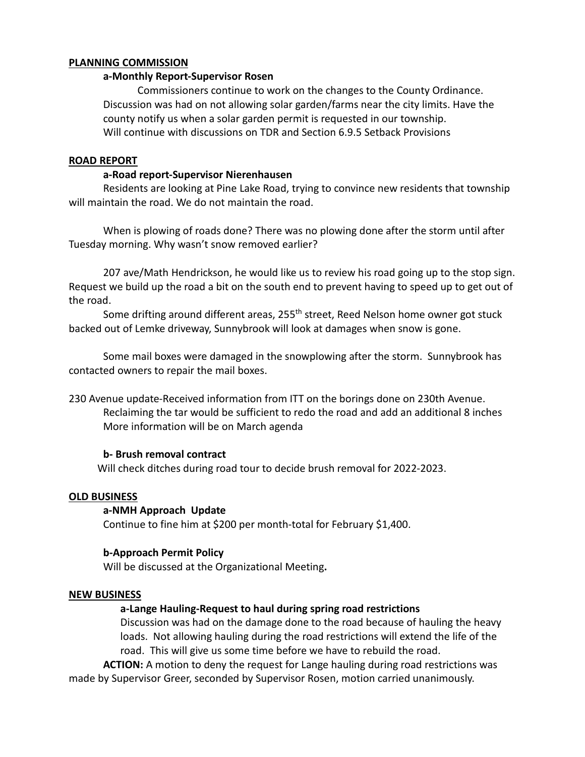**PLANNING COMMISSION**

**a-Monthly Report-Supervisor Rosen**

Commissioners continue to work on the changes to the County Ordinance. Discussion was had on not allowing solar garden/farms near the city limits. Have the county notify us when a solar garden permit is requested in our township. Will continue with discussions on TDR and Section 6.9.5 Setback Provisions

**ROAD REPORT**

**a-Road report-Supervisor Nierenhausen**

Residents are looking at Pine Lake Road, trying to convince new residents that township will maintain the road. We do not maintain the road.

When is plowing of roads done? There was no plowing done after the storm until after Tuesday morning. Why wasn't snow removed earlier?

207 ave/Math Hendrickson, he would like us to review his road going up to the stop sign. Request we build up the road a bit on the south end to prevent having to speed up to get out of the road.

Some drifting around different areas, 255th street, Reed Nelson home owner got stuck backed out of Lemke driveway, Sunnybrook will look at damages when snow is gone.

Some mail boxes were damaged in the snowplowing after the storm. Sunnybrook has contacted owners to repair the mail boxes.

230 Avenue update-Received information from ITT on the borings done on 230th Avenue.
Reclaiming the tar would be sufficient to redo the road and add an additional 8 inches
More information will be on March agenda

**b- Brush removal contract**

Will check ditches during road tour to decide brush removal for 2022-2023.

**OLD BUSINESS**

**a-NMH Approach Update**

Continue to fine him at $200 per month-total for February $1,400.

**b-Approach Permit Policy**

Will be discussed at the Organizational Meeting**.**

**NEW BUSINESS**

**a-Lange Hauling-Request to haul during spring road restrictions**

Discussion was had on the damage done to the road because of hauling the heavy loads. Not allowing hauling during the road restrictions will extend the life of the road. This will give us some time before we have to rebuild the road.

**ACTION:** A motion to deny the request for Lange hauling during road restrictions was made by Supervisor Greer, seconded by Supervisor Rosen, motion carried unanimously.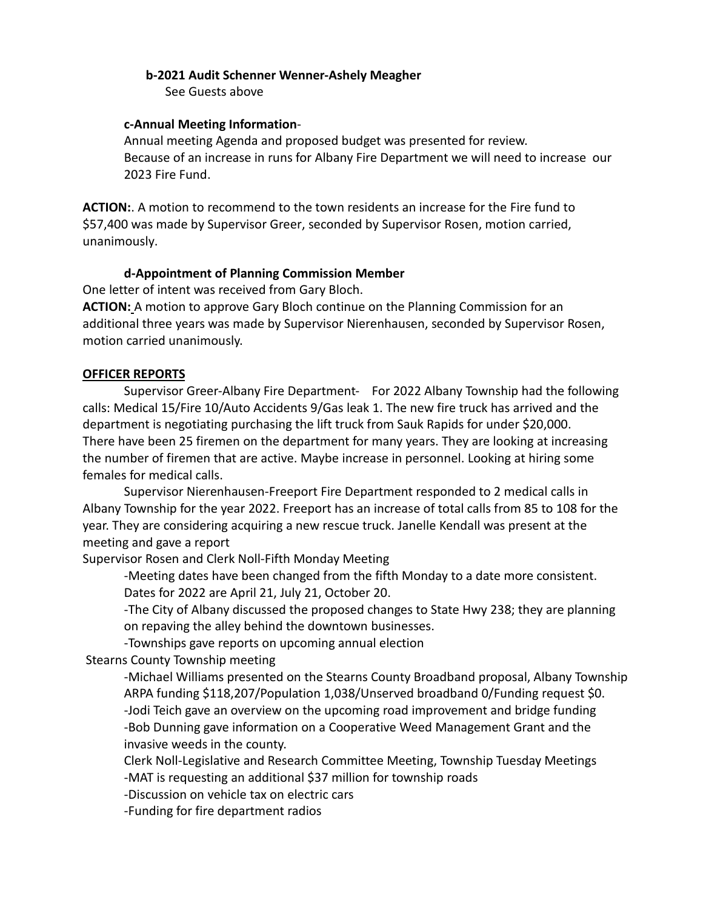**b-2021 Audit Schenner Wenner-Ashely Meagher**

See Guests above

**c-Annual Meeting Information**-

Annual meeting Agenda and proposed budget was presented for review.
Because of an increase in runs for Albany Fire Department we will need to increase our 2023 Fire Fund.

**ACTION:**. A motion to recommend to the town residents an increase for the Fire fund to $57,400 was made by Supervisor Greer, seconded by Supervisor Rosen, motion carried, unanimously.

**d-Appointment of Planning Commission Member**

One letter of intent was received from Gary Bloch.
**ACTION:** A motion to approve Gary Bloch continue on the Planning Commission for an additional three years was made by Supervisor Nierenhausen, seconded by Supervisor Rosen, motion carried unanimously.

**OFFICER REPORTS**

Supervisor Greer-Albany Fire Department- For 2022 Albany Township had the following calls: Medical 15/Fire 10/Auto Accidents 9/Gas leak 1. The new fire truck has arrived and the department is negotiating purchasing the lift truck from Sauk Rapids for under $20,000. There have been 25 firemen on the department for many years. They are looking at increasing the number of firemen that are active. Maybe increase in personnel. Looking at hiring some females for medical calls.

Supervisor Nierenhausen-Freeport Fire Department responded to 2 medical calls in Albany Township for the year 2022. Freeport has an increase of total calls from 85 to 108 for the year. They are considering acquiring a new rescue truck. Janelle Kendall was present at the meeting and gave a report

Supervisor Rosen and Clerk Noll-Fifth Monday Meeting

-Meeting dates have been changed from the fifth Monday to a date more consistent. Dates for 2022 are April 21, July 21, October 20.
-The City of Albany discussed the proposed changes to State Hwy 238; they are planning on repaving the alley behind the downtown businesses.
-Townships gave reports on upcoming annual election

Stearns County Township meeting

-Michael Williams presented on the Stearns County Broadband proposal, Albany Township ARPA funding $118,207/Population 1,038/Unserved broadband 0/Funding request $0.
-Jodi Teich gave an overview on the upcoming road improvement and bridge funding
-Bob Dunning gave information on a Cooperative Weed Management Grant and the invasive weeds in the county.

Clerk Noll-Legislative and Research Committee Meeting, Township Tuesday Meetings
-MAT is requesting an additional $37 million for township roads
-Discussion on vehicle tax on electric cars
-Funding for fire department radios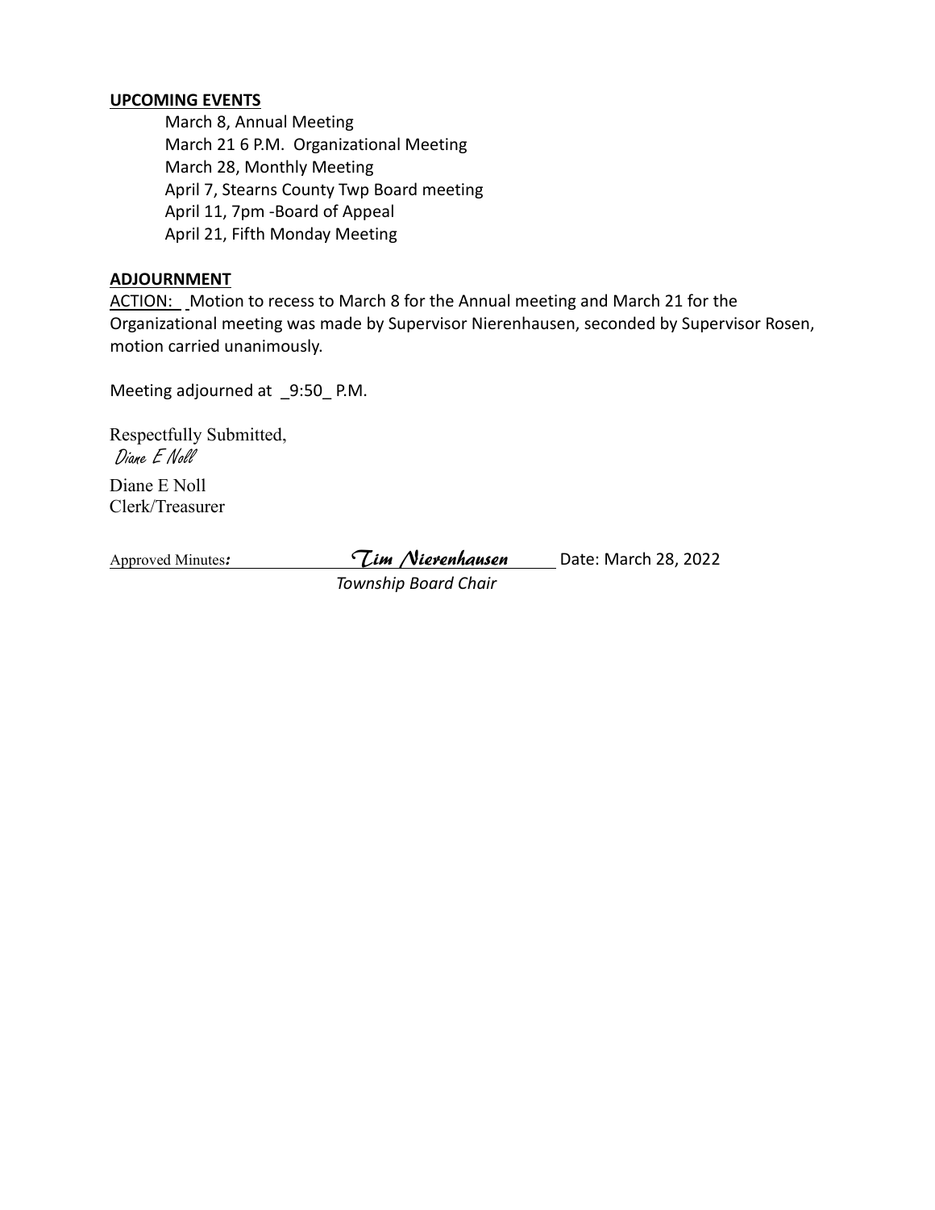**UPCOMING EVENTS**

March 8, Annual Meeting
March 21 6 P.M. Organizational Meeting
March 28, Monthly Meeting
April 7, Stearns County Twp Board meeting
April 11, 7pm -Board of Appeal
April 21, Fifth Monday Meeting

**ADJOURNMENT**

ACTION: Motion to recess to March 8 for the Annual meeting and March 21 for the Organizational meeting was made by Supervisor Nierenhausen, seconded by Supervisor Rosen, motion carried unanimously.

Meeting adjourned at _9:50_ P.M.

Respectfully Submitted,
*Diane E Noll*
Diane E Noll
Clerk/Treasurer

Approved Minutes: *Tim Nierenhausen* Date: March 28, 2022
*Township Board Chair*